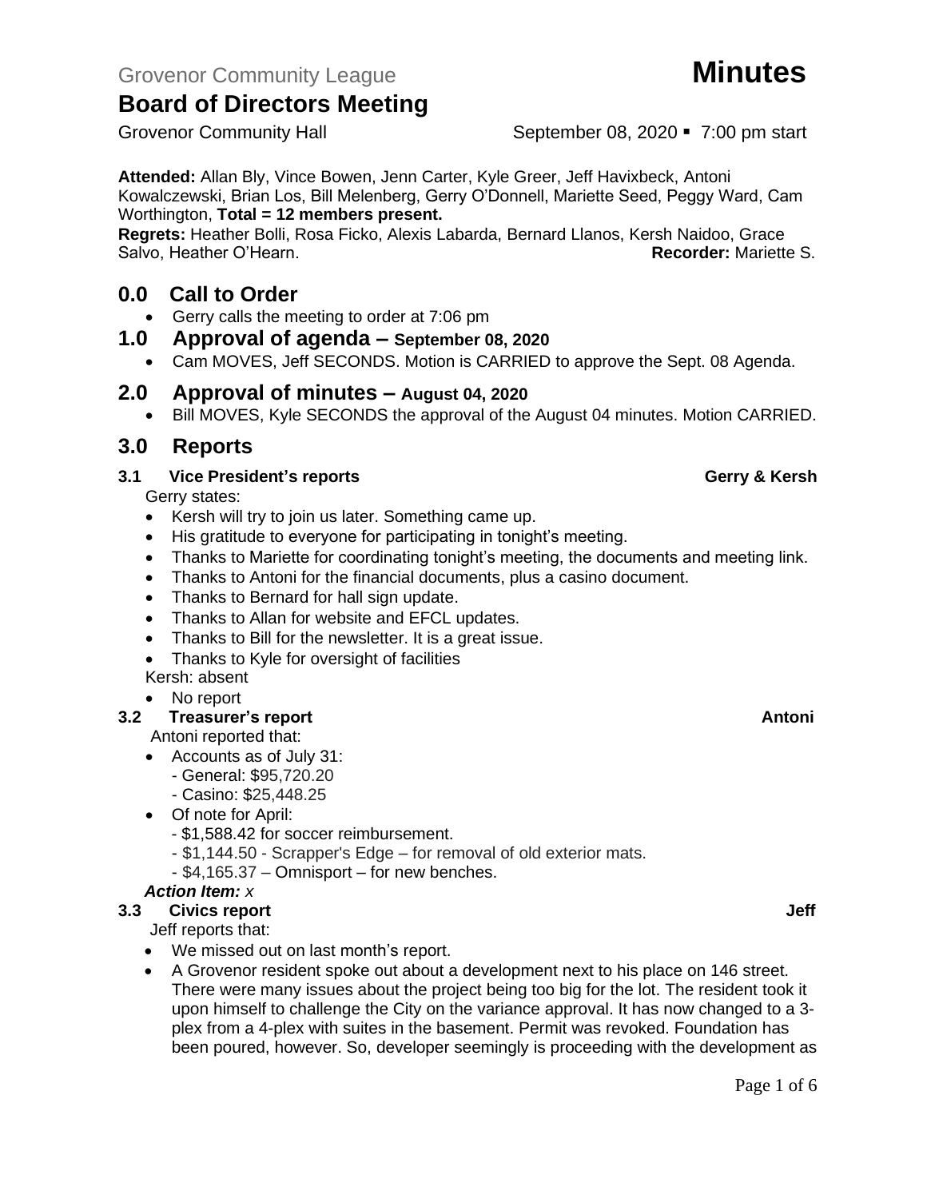Grovenor Community League **Minutes**

# Board of Directors Meeting

Grovenor Community Hall September 08, 2020 ▪ 7:00 pm start

**Attended:** Allan Bly, Vince Bowen, Jenn Carter, Kyle Greer, Jeff Havixbeck, Antoni Kowalczewski, Brian Los, Bill Melenberg, Gerry O'Donnell, Mariette Seed, Peggy Ward, Cam Worthington, **Total = 12 members present.**

**Regrets:** Heather Bolli, Rosa Ficko, Alexis Labarda, Bernard Llanos, Kersh Naidoo, Grace Salvo, Heather O'Hearn. **Recorder:** Mariette S.

## 0.0 Call to Order

- Gerry calls the meeting to order at 7:06 pm

## 1.0 Approval of agenda – September 08, 2020

- Cam MOVES, Jeff SECONDS. Motion is CARRIED to approve the Sept. 08 Agenda.

## 2.0 Approval of minutes – August 04, 2020

- Bill MOVES, Kyle SECONDS the approval of the August 04 minutes. Motion CARRIED.

## 3.0 Reports

### 3.1 Vice President's reports — Gerry & Kersh

Gerry states:

- Kersh will try to join us later. Something came up.
- His gratitude to everyone for participating in tonight's meeting.
- Thanks to Mariette for coordinating tonight's meeting, the documents and meeting link.
- Thanks to Antoni for the financial documents, plus a casino document.
- Thanks to Bernard for hall sign update.
- Thanks to Allan for website and EFCL updates.
- Thanks to Bill for the newsletter. It is a great issue.
- Thanks to Kyle for oversight of facilities

Kersh: absent

- No report

### 3.2 Treasurer's report — Antoni

Antoni reported that:

- Accounts as of July 31:
  - General: $95,720.20
  - Casino: $25,448.25
- Of note for April:
  - $1,588.42 for soccer reimbursement.
  - $1,144.50 - Scrapper's Edge – for removal of old exterior mats.
  - $4,165.37 – Omnisport – for new benches.

***Action Item:*** *x*

### 3.3 Civics report — Jeff

Jeff reports that:

- We missed out on last month's report.
- A Grovenor resident spoke out about a development next to his place on 146 street. There were many issues about the project being too big for the lot. The resident took it upon himself to challenge the City on the variance approval. It has now changed to a 3-plex from a 4-plex with suites in the basement. Permit was revoked. Foundation has been poured, however. So, developer seemingly is proceeding with the development as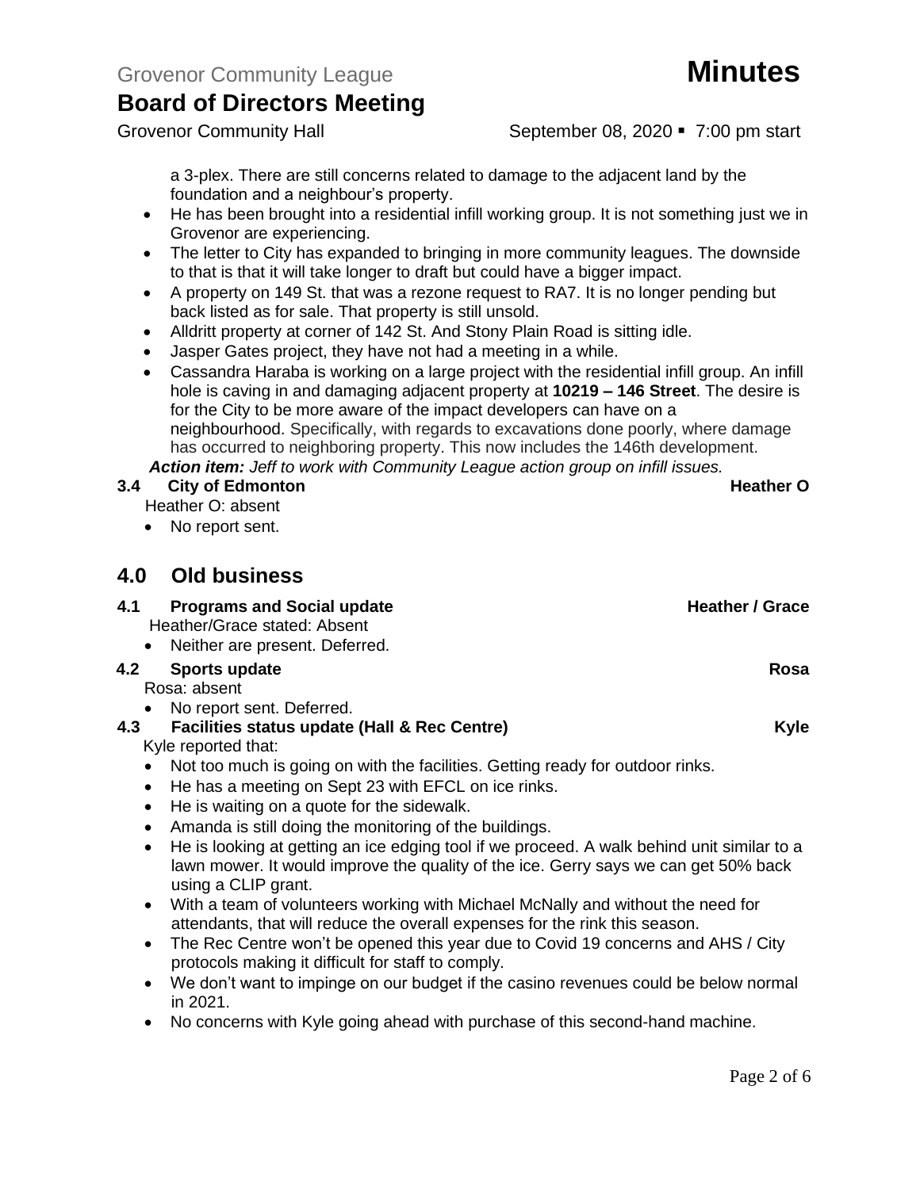a 3-plex. There are still concerns related to damage to the adjacent land by the foundation and a neighbour's property.

- He has been brought into a residential infill working group. It is not something just we in Grovenor are experiencing.
- The letter to City has expanded to bringing in more community leagues. The downside to that is that it will take longer to draft but could have a bigger impact.
- A property on 149 St. that was a rezone request to RA7. It is no longer pending but back listed as for sale. That property is still unsold.
- Alldritt property at corner of 142 St. And Stony Plain Road is sitting idle.
- Jasper Gates project, they have not had a meeting in a while.
- Cassandra Haraba is working on a large project with the residential infill group. An infill hole is caving in and damaging adjacent property at **10219 – 146 Street**. The desire is for the City to be more aware of the impact developers can have on a neighbourhood. Specifically, with regards to excavations done poorly, where damage has occurred to neighboring property. This now includes the 146th development.

***Action item:*** *Jeff to work with Community League action group on infill issues.*

### 3.4 City of Edmonton — Heather O

Heather O: absent

- No report sent.

## 4.0 Old business

### 4.1 Programs and Social update — Heather / Grace

Heather/Grace stated: Absent

- Neither are present. Deferred.

### 4.2 Sports update — Rosa

Rosa: absent

- No report sent. Deferred.

### 4.3 Facilities status update (Hall & Rec Centre) — Kyle

Kyle reported that:

- Not too much is going on with the facilities. Getting ready for outdoor rinks.
- He has a meeting on Sept 23 with EFCL on ice rinks.
- He is waiting on a quote for the sidewalk.
- Amanda is still doing the monitoring of the buildings.
- He is looking at getting an ice edging tool if we proceed. A walk behind unit similar to a lawn mower. It would improve the quality of the ice. Gerry says we can get 50% back using a CLIP grant.
- With a team of volunteers working with Michael McNally and without the need for attendants, that will reduce the overall expenses for the rink this season.
- The Rec Centre won't be opened this year due to Covid 19 concerns and AHS / City protocols making it difficult for staff to comply.
- We don't want to impinge on our budget if the casino revenues could be below normal in 2021.
- No concerns with Kyle going ahead with purchase of this second-hand machine.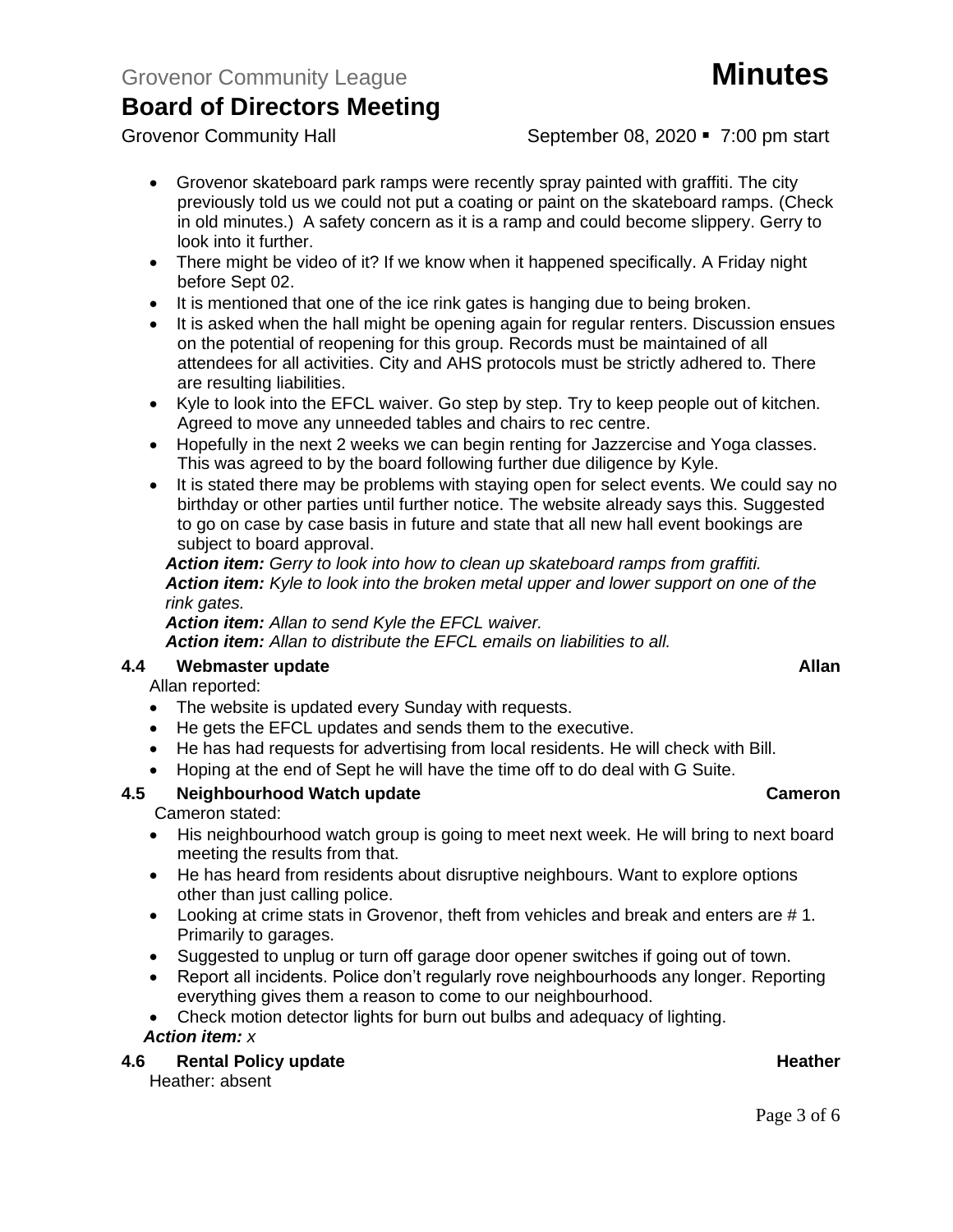- Grovenor skateboard park ramps were recently spray painted with graffiti. The city previously told us we could not put a coating or paint on the skateboard ramps. (Check in old minutes.) A safety concern as it is a ramp and could become slippery. Gerry to look into it further.
- There might be video of it? If we know when it happened specifically. A Friday night before Sept 02.
- It is mentioned that one of the ice rink gates is hanging due to being broken.
- It is asked when the hall might be opening again for regular renters. Discussion ensues on the potential of reopening for this group. Records must be maintained of all attendees for all activities. City and AHS protocols must be strictly adhered to. There are resulting liabilities.
- Kyle to look into the EFCL waiver. Go step by step. Try to keep people out of kitchen. Agreed to move any unneeded tables and chairs to rec centre.
- Hopefully in the next 2 weeks we can begin renting for Jazzercise and Yoga classes. This was agreed to by the board following further due diligence by Kyle.
- It is stated there may be problems with staying open for select events. We could say no birthday or other parties until further notice. The website already says this. Suggested to go on case by case basis in future and state that all new hall event bookings are subject to board approval.

***Action item:*** *Gerry to look into how to clean up skateboard ramps from graffiti.*
***Action item:*** *Kyle to look into the broken metal upper and lower support on one of the rink gates.*
***Action item:*** *Allan to send Kyle the EFCL waiver.*
***Action item:*** *Allan to distribute the EFCL emails on liabilities to all.*

### 4.4 Webmaster update — Allan

Allan reported:

- The website is updated every Sunday with requests.
- He gets the EFCL updates and sends them to the executive.
- He has had requests for advertising from local residents. He will check with Bill.
- Hoping at the end of Sept he will have the time off to do deal with G Suite.

### 4.5 Neighbourhood Watch update — Cameron

Cameron stated:

- His neighbourhood watch group is going to meet next week. He will bring to next board meeting the results from that.
- He has heard from residents about disruptive neighbours. Want to explore options other than just calling police.
- Looking at crime stats in Grovenor, theft from vehicles and break and enters are # 1. Primarily to garages.
- Suggested to unplug or turn off garage door opener switches if going out of town.
- Report all incidents. Police don't regularly rove neighbourhoods any longer. Reporting everything gives them a reason to come to our neighbourhood.
- Check motion detector lights for burn out bulbs and adequacy of lighting.

***Action item:*** *x*

### 4.6 Rental Policy update — Heather

Heather: absent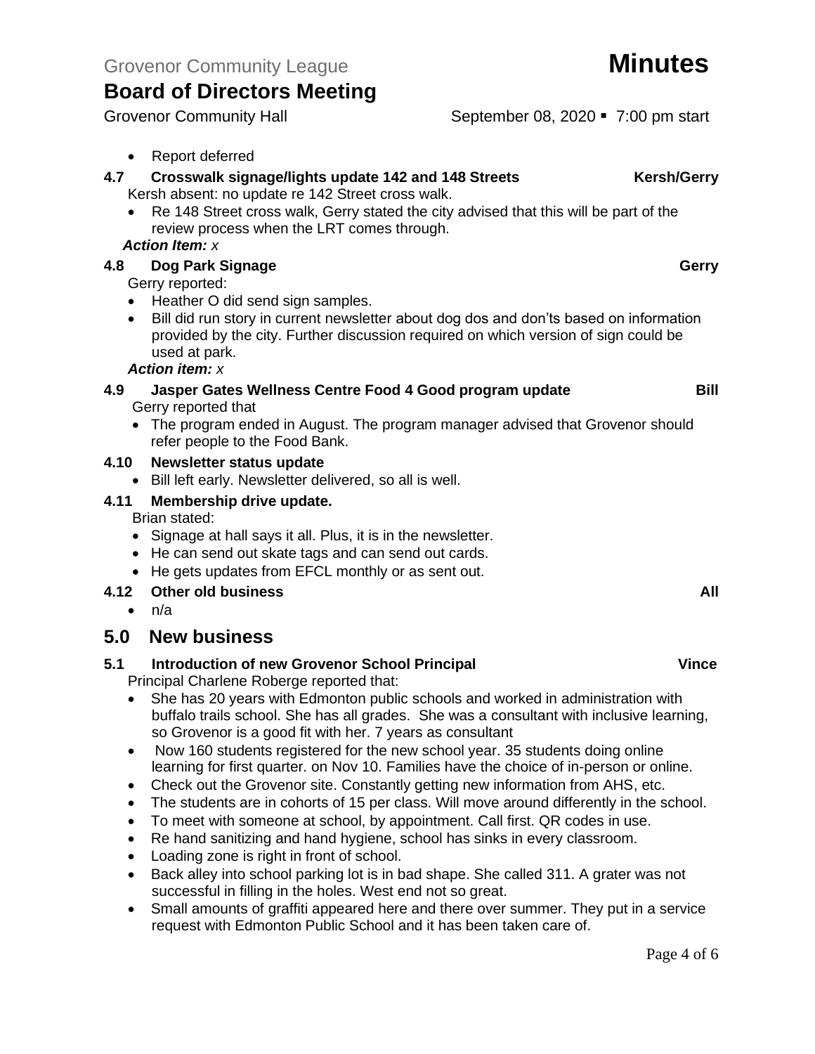- Report deferred

### 4.7 Crosswalk signage/lights update 142 and 148 Streets — Kersh/Gerry

Kersh absent: no update re 142 Street cross walk.

- Re 148 Street cross walk, Gerry stated the city advised that this will be part of the review process when the LRT comes through.

***Action Item:*** *x*

### 4.8 Dog Park Signage — Gerry

Gerry reported:

- Heather O did send sign samples.
- Bill did run story in current newsletter about dog dos and don'ts based on information provided by the city. Further discussion required on which version of sign could be used at park.

***Action item:*** *x*

### 4.9 Jasper Gates Wellness Centre Food 4 Good program update — Bill

Gerry reported that

- The program ended in August. The program manager advised that Grovenor should refer people to the Food Bank.

### 4.10 Newsletter status update

- Bill left early. Newsletter delivered, so all is well.

### 4.11 Membership drive update.

Brian stated:

- Signage at hall says it all. Plus, it is in the newsletter.
- He can send out skate tags and can send out cards.
- He gets updates from EFCL monthly or as sent out.

### 4.12 Other old business — All

- n/a

## 5.0 New business

### 5.1 Introduction of new Grovenor School Principal — Vince

Principal Charlene Roberge reported that:

- She has 20 years with Edmonton public schools and worked in administration with buffalo trails school. She has all grades. She was a consultant with inclusive learning, so Grovenor is a good fit with her. 7 years as consultant
- Now 160 students registered for the new school year. 35 students doing online learning for first quarter. on Nov 10. Families have the choice of in-person or online.
- Check out the Grovenor site. Constantly getting new information from AHS, etc.
- The students are in cohorts of 15 per class. Will move around differently in the school.
- To meet with someone at school, by appointment. Call first. QR codes in use.
- Re hand sanitizing and hand hygiene, school has sinks in every classroom.
- Loading zone is right in front of school.
- Back alley into school parking lot is in bad shape. She called 311. A grater was not successful in filling in the holes. West end not so great.
- Small amounts of graffiti appeared here and there over summer. They put in a service request with Edmonton Public School and it has been taken care of.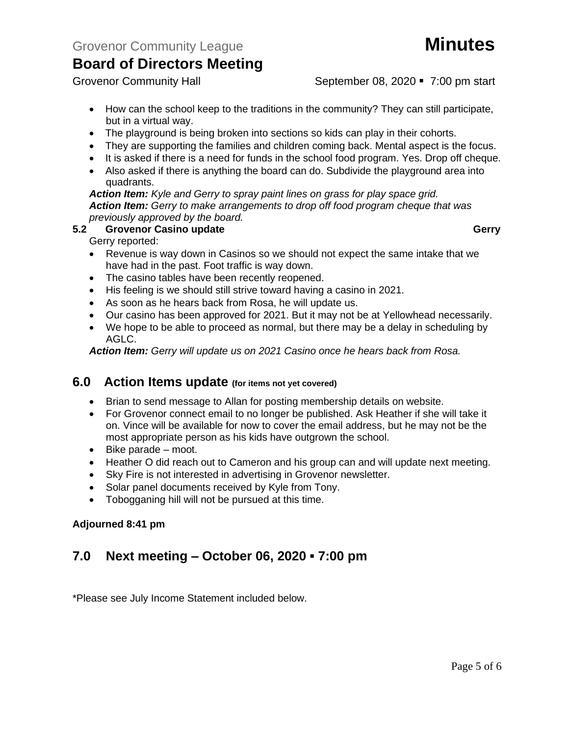- How can the school keep to the traditions in the community? They can still participate, but in a virtual way.
- The playground is being broken into sections so kids can play in their cohorts.
- They are supporting the families and children coming back. Mental aspect is the focus.
- It is asked if there is a need for funds in the school food program. Yes. Drop off cheque.
- Also asked if there is anything the board can do. Subdivide the playground area into quadrants.

***Action Item:*** *Kyle and Gerry to spray paint lines on grass for play space grid.*
***Action Item:*** *Gerry to make arrangements to drop off food program cheque that was previously approved by the board.*

**5.2 Grovenor Casino update — Gerry**

Gerry reported:

- Revenue is way down in Casinos so we should not expect the same intake that we have had in the past. Foot traffic is way down.
- The casino tables have been recently reopened.
- His feeling is we should still strive toward having a casino in 2021.
- As soon as he hears back from Rosa, he will update us.
- Our casino has been approved for 2021. But it may not be at Yellowhead necessarily.
- We hope to be able to proceed as normal, but there may be a delay in scheduling by AGLC.

***Action Item:*** *Gerry will update us on 2021 Casino once he hears back from Rosa.*

## 6.0 Action Items update (for items not yet covered)

- Brian to send message to Allan for posting membership details on website.
- For Grovenor connect email to no longer be published. Ask Heather if she will take it on. Vince will be available for now to cover the email address, but he may not be the most appropriate person as his kids have outgrown the school.
- Bike parade – moot.
- Heather O did reach out to Cameron and his group can and will update next meeting.
- Sky Fire is not interested in advertising in Grovenor newsletter.
- Solar panel documents received by Kyle from Tony.
- Tobogganing hill will not be pursued at this time.

**Adjourned 8:41 pm**

## 7.0 Next meeting – October 06, 2020 ▪ 7:00 pm

*Please see July Income Statement included below.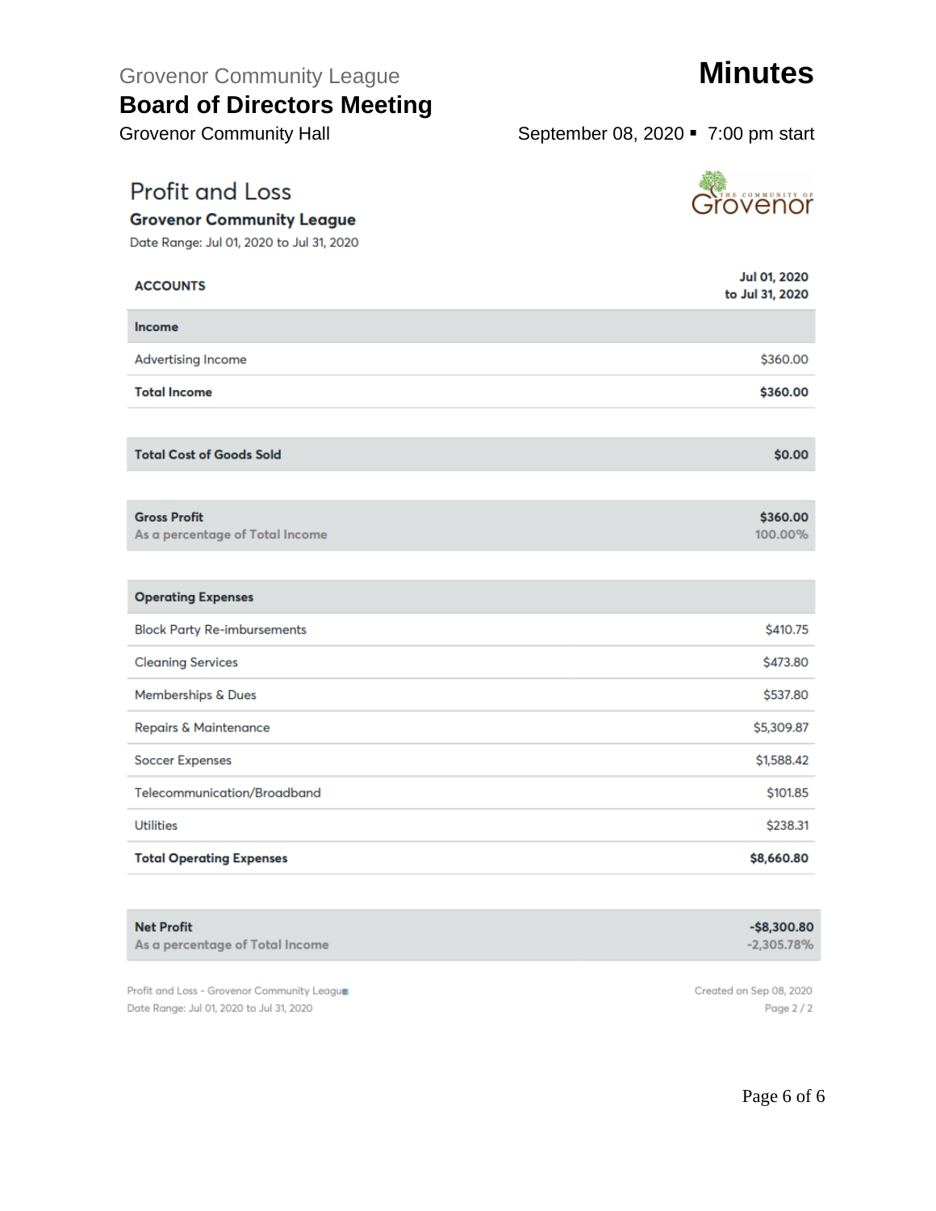Grovenor Community League

**Board of Directors Meeting**

Grovenor Community Hall

# Minutes

September 08, 2020 ▪ 7:00 pm start

## Profit and Loss

**Grovenor Community League**

Date Range: Jul 01, 2020 to Jul 31, 2020

| ACCOUNTS | Jul 01, 2020 to Jul 31, 2020 |
|---|---|
| **Income** | |
| Advertising Income | $360.00 |
| **Total Income** | **$360.00** |
| **Total Cost of Goods Sold** | **$0.00** |
| **Gross Profit** | **$360.00** |
| As a percentage of Total Income | 100.00% |
| **Operating Expenses** | |
| Block Party Re-imbursements | $410.75 |
| Cleaning Services | $473.80 |
| Memberships & Dues | $537.80 |
| Repairs & Maintenance | $5,309.87 |
| Soccer Expenses | $1,588.42 |
| Telecommunication/Broadband | $101.85 |
| Utilities | $238.31 |
| **Total Operating Expenses** | **$8,660.80** |
| **Net Profit** | **-$8,300.80** |
| As a percentage of Total Income | -2,305.78% |

Profit and Loss - Grovenor Community League
Date Range: Jul 01, 2020 to Jul 31, 2020

Created on Sep 08, 2020
Page 2 / 2